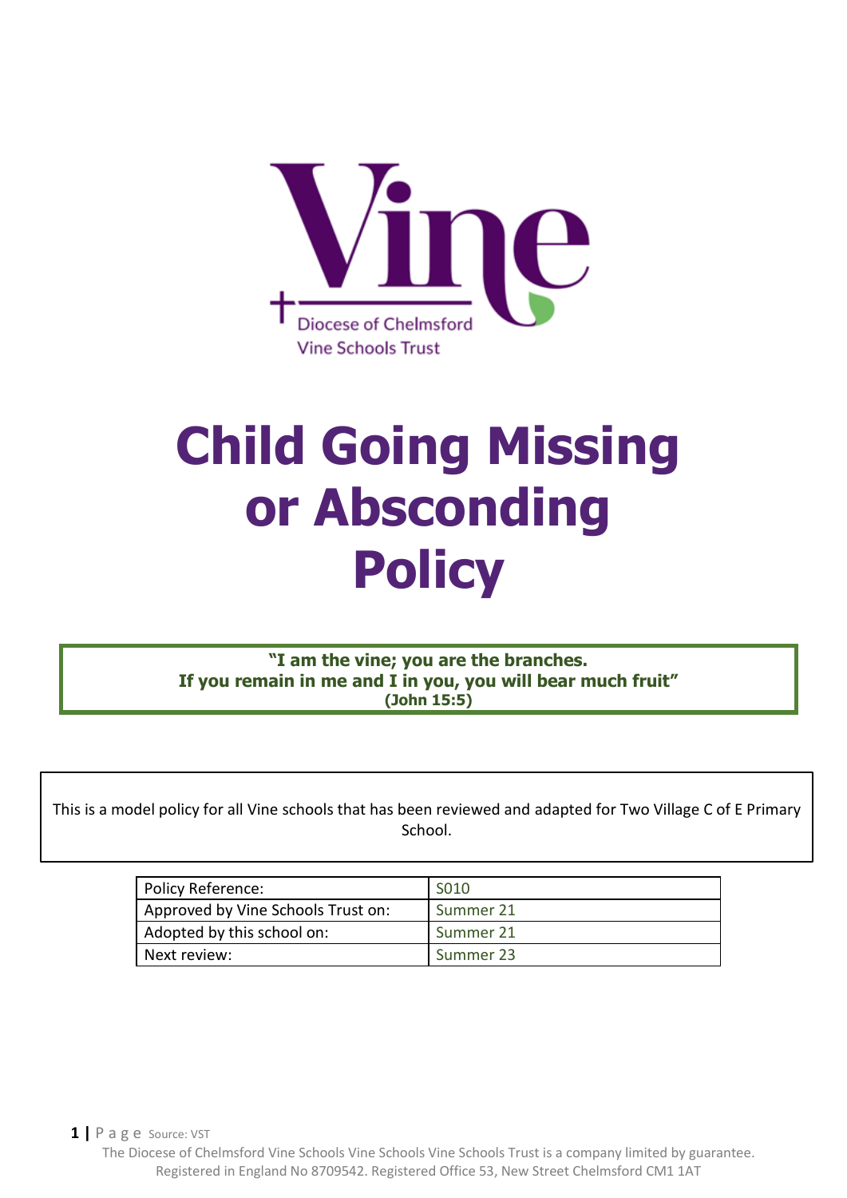Vine

Diocese of Chelmsford
Vine Schools Trust

# Child Going Missing or Absconding Policy

**"I am the vine; you are the branches.**
**If you remain in me and I in you, you will bear much fruit"**
**(John 15:5)**

This is a model policy for all Vine schools that has been reviewed and adapted for Two Village C of E Primary School.

| Policy Reference: | S010 |
|---|---|
| Approved by Vine Schools Trust on: | Summer 21 |
| Adopted by this school on: | Summer 21 |
| Next review: | Summer 23 |

Source: VST

The Diocese of Chelmsford Vine Schools Vine Schools Vine Schools Trust is a company limited by guarantee. Registered in England No 8709542. Registered Office 53, New Street Chelmsford CM1 1AT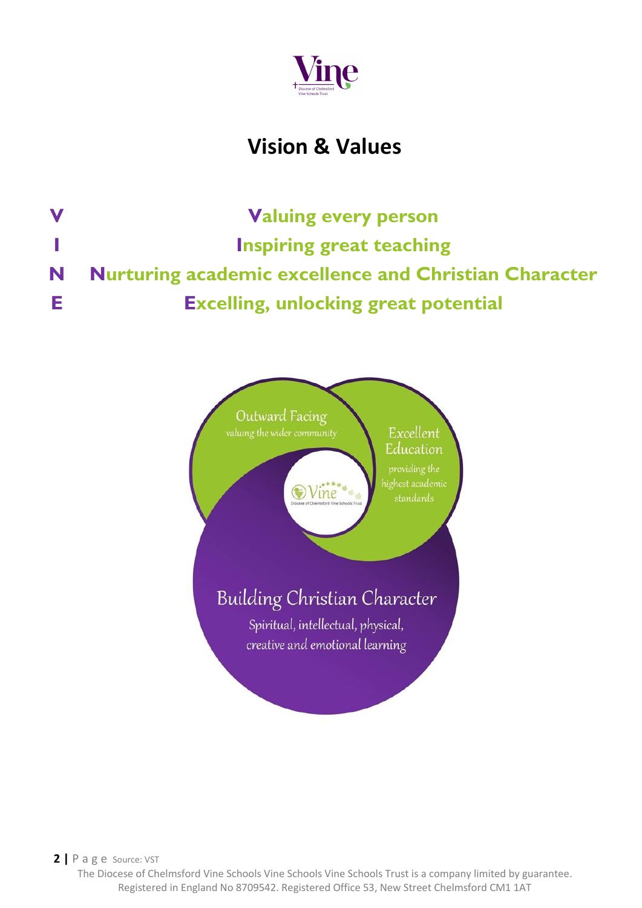# Vision & Values

**V** — **Valuing every person**

**I** — **Inspiring great teaching**

**N** — **Nurturing academic excellence and Christian Character**

**E** — **Excelling, unlocking great potential**

Outward Facing
valuing the wider community

Excellent Education
providing the highest academic standards

Building Christian Character
Spiritual, intellectual, physical, creative and emotional learning

Source: VST

The Diocese of Chelmsford Vine Schools Vine Schools Vine Schools Trust is a company limited by guarantee. Registered in England No 8709542. Registered Office 53, New Street Chelmsford CM1 1AT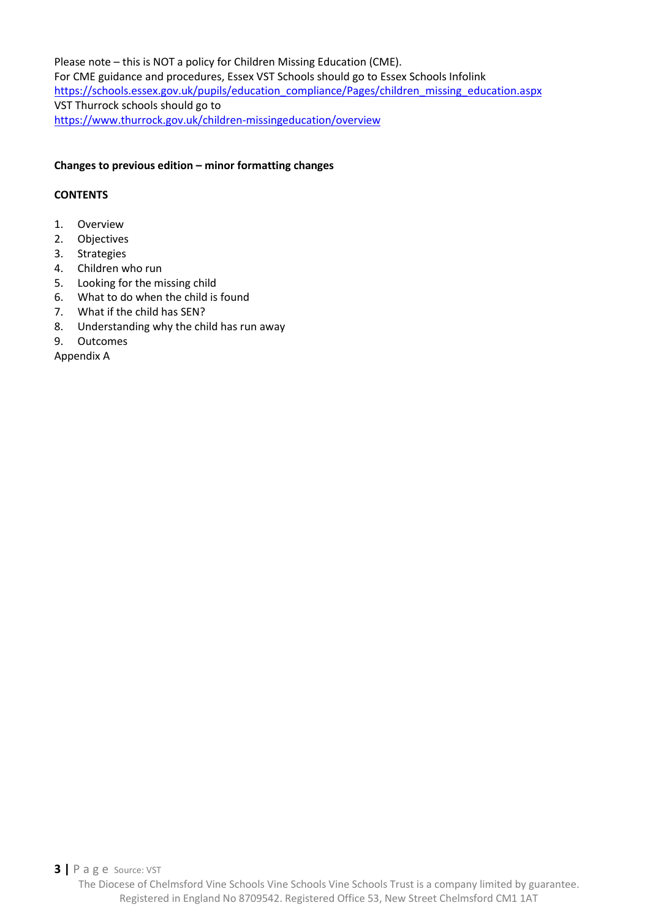Please note – this is NOT a policy for Children Missing Education (CME).
For CME guidance and procedures, Essex VST Schools should go to Essex Schools Infolink
https://schools.essex.gov.uk/pupils/education_compliance/Pages/children_missing_education.aspx
VST Thurrock schools should go to
https://www.thurrock.gov.uk/children-missingeducation/overview

**Changes to previous edition – minor formatting changes**

**CONTENTS**

1. Overview
2. Objectives
3. Strategies
4. Children who run
5. Looking for the missing child
6. What to do when the child is found
7. What if the child has SEN?
8. Understanding why the child has run away
9. Outcomes

Appendix A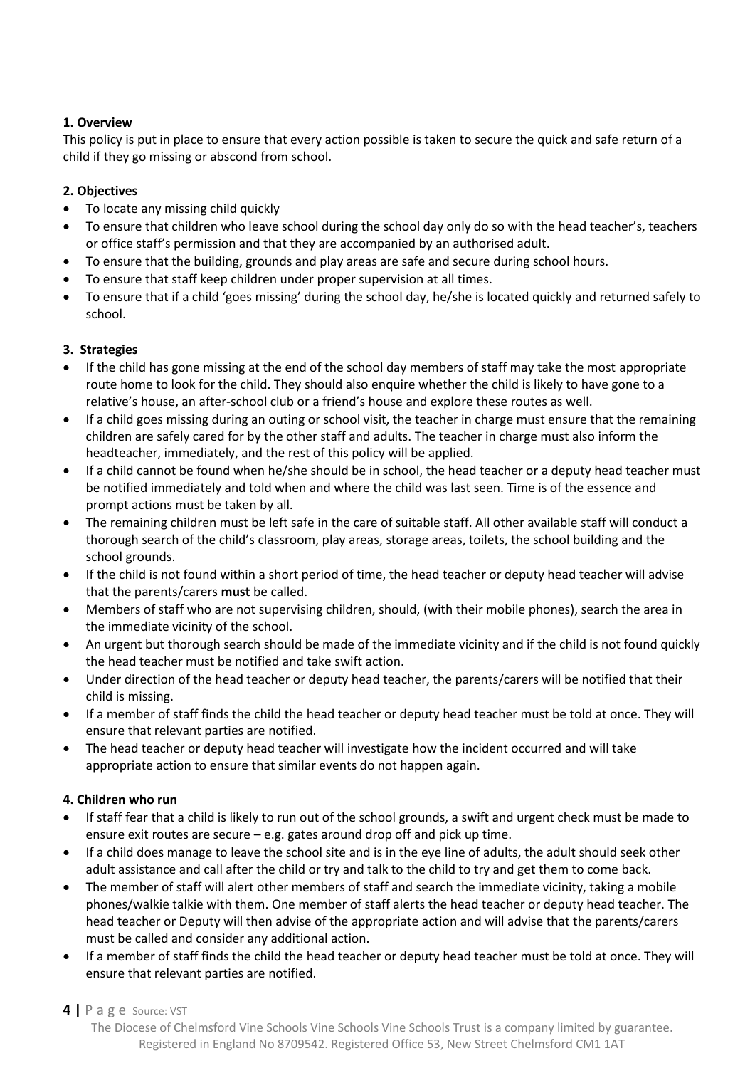**1. Overview**

This policy is put in place to ensure that every action possible is taken to secure the quick and safe return of a child if they go missing or abscond from school.

**2. Objectives**

- To locate any missing child quickly
- To ensure that children who leave school during the school day only do so with the head teacher's, teachers or office staff's permission and that they are accompanied by an authorised adult.
- To ensure that the building, grounds and play areas are safe and secure during school hours.
- To ensure that staff keep children under proper supervision at all times.
- To ensure that if a child 'goes missing' during the school day, he/she is located quickly and returned safely to school.

**3. Strategies**

- If the child has gone missing at the end of the school day members of staff may take the most appropriate route home to look for the child. They should also enquire whether the child is likely to have gone to a relative's house, an after-school club or a friend's house and explore these routes as well.
- If a child goes missing during an outing or school visit, the teacher in charge must ensure that the remaining children are safely cared for by the other staff and adults. The teacher in charge must also inform the headteacher, immediately, and the rest of this policy will be applied.
- If a child cannot be found when he/she should be in school, the head teacher or a deputy head teacher must be notified immediately and told when and where the child was last seen. Time is of the essence and prompt actions must be taken by all.
- The remaining children must be left safe in the care of suitable staff. All other available staff will conduct a thorough search of the child's classroom, play areas, storage areas, toilets, the school building and the school grounds.
- If the child is not found within a short period of time, the head teacher or deputy head teacher will advise that the parents/carers **must** be called.
- Members of staff who are not supervising children, should, (with their mobile phones), search the area in the immediate vicinity of the school.
- An urgent but thorough search should be made of the immediate vicinity and if the child is not found quickly the head teacher must be notified and take swift action.
- Under direction of the head teacher or deputy head teacher, the parents/carers will be notified that their child is missing.
- If a member of staff finds the child the head teacher or deputy head teacher must be told at once. They will ensure that relevant parties are notified.
- The head teacher or deputy head teacher will investigate how the incident occurred and will take appropriate action to ensure that similar events do not happen again.

**4. Children who run**

- If staff fear that a child is likely to run out of the school grounds, a swift and urgent check must be made to ensure exit routes are secure – e.g. gates around drop off and pick up time.
- If a child does manage to leave the school site and is in the eye line of adults, the adult should seek other adult assistance and call after the child or try and talk to the child to try and get them to come back.
- The member of staff will alert other members of staff and search the immediate vicinity, taking a mobile phones/walkie talkie with them. One member of staff alerts the head teacher or deputy head teacher. The head teacher or Deputy will then advise of the appropriate action and will advise that the parents/carers must be called and consider any additional action.
- If a member of staff finds the child the head teacher or deputy head teacher must be told at once. They will ensure that relevant parties are notified.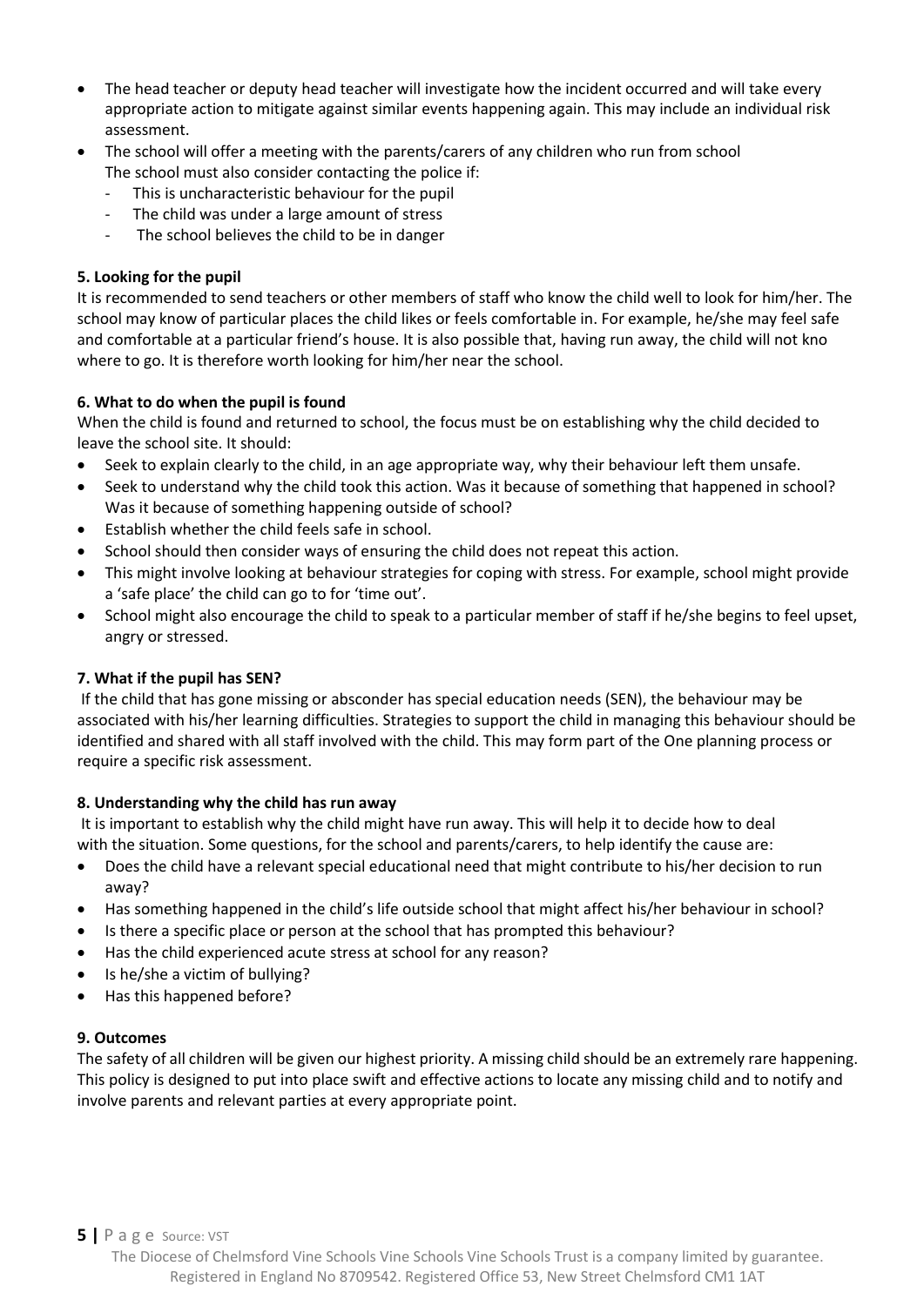- The head teacher or deputy head teacher will investigate how the incident occurred and will take every appropriate action to mitigate against similar events happening again. This may include an individual risk assessment.
- The school will offer a meeting with the parents/carers of any children who run from school
  The school must also consider contacting the police if:
  - This is uncharacteristic behaviour for the pupil
  - The child was under a large amount of stress
  - The school believes the child to be in danger

**5. Looking for the pupil**

It is recommended to send teachers or other members of staff who know the child well to look for him/her. The school may know of particular places the child likes or feels comfortable in. For example, he/she may feel safe and comfortable at a particular friend's house. It is also possible that, having run away, the child will not kno where to go. It is therefore worth looking for him/her near the school.

**6. What to do when the pupil is found**

When the child is found and returned to school, the focus must be on establishing why the child decided to leave the school site. It should:

- Seek to explain clearly to the child, in an age appropriate way, why their behaviour left them unsafe.
- Seek to understand why the child took this action. Was it because of something that happened in school? Was it because of something happening outside of school?
- Establish whether the child feels safe in school.
- School should then consider ways of ensuring the child does not repeat this action.
- This might involve looking at behaviour strategies for coping with stress. For example, school might provide a 'safe place' the child can go to for 'time out'.
- School might also encourage the child to speak to a particular member of staff if he/she begins to feel upset, angry or stressed.

**7. What if the pupil has SEN?**

If the child that has gone missing or absconder has special education needs (SEN), the behaviour may be associated with his/her learning difficulties. Strategies to support the child in managing this behaviour should be identified and shared with all staff involved with the child. This may form part of the One planning process or require a specific risk assessment.

**8. Understanding why the child has run away**

It is important to establish why the child might have run away. This will help it to decide how to deal with the situation. Some questions, for the school and parents/carers, to help identify the cause are:

- Does the child have a relevant special educational need that might contribute to his/her decision to run away?
- Has something happened in the child's life outside school that might affect his/her behaviour in school?
- Is there a specific place or person at the school that has prompted this behaviour?
- Has the child experienced acute stress at school for any reason?
- Is he/she a victim of bullying?
- Has this happened before?

**9. Outcomes**

The safety of all children will be given our highest priority. A missing child should be an extremely rare happening. This policy is designed to put into place swift and effective actions to locate any missing child and to notify and involve parents and relevant parties at every appropriate point.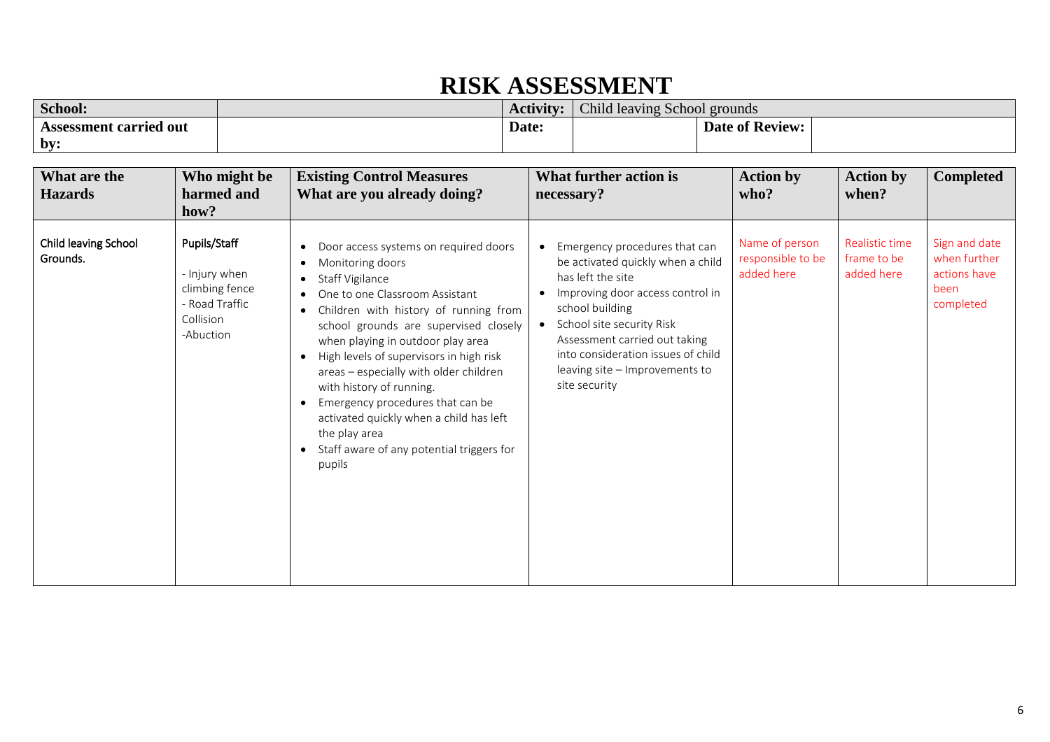# RISK ASSESSMENT

| | | | | | |
|---|---|---|---|---|---|
| **School:** | | **Activity:** | Child leaving School grounds | | |
| **Assessment carried out by:** | | **Date:** | | **Date of Review:** | |

| What are the Hazards | Who might be harmed and how? | Existing Control Measures What are you already doing? | What further action is necessary? | Action by who? | Action by when? | Completed |
|---|---|---|---|---|---|---|
| Child leaving School Grounds. | Pupils/Staff<br><br>- Injury when climbing fence<br>- Road Traffic Collision<br>-Abuction | • Door access systems on required doors<br>• Monitoring doors<br>• Staff Vigilance<br>• One to one Classroom Assistant<br>• Children with history of running from school grounds are supervised closely when playing in outdoor play area<br>• High levels of supervisors in high risk areas – especially with older children with history of running.<br>• Emergency procedures that can be activated quickly when a child has left the play area<br>• Staff aware of any potential triggers for pupils | • Emergency procedures that can be activated quickly when a child has left the site<br>• Improving door access control in school building<br>• School site security Risk Assessment carried out taking into consideration issues of child leaving site – Improvements to site security | Name of person responsible to be added here | Realistic time frame to be added here | Sign and date when further actions have been completed |